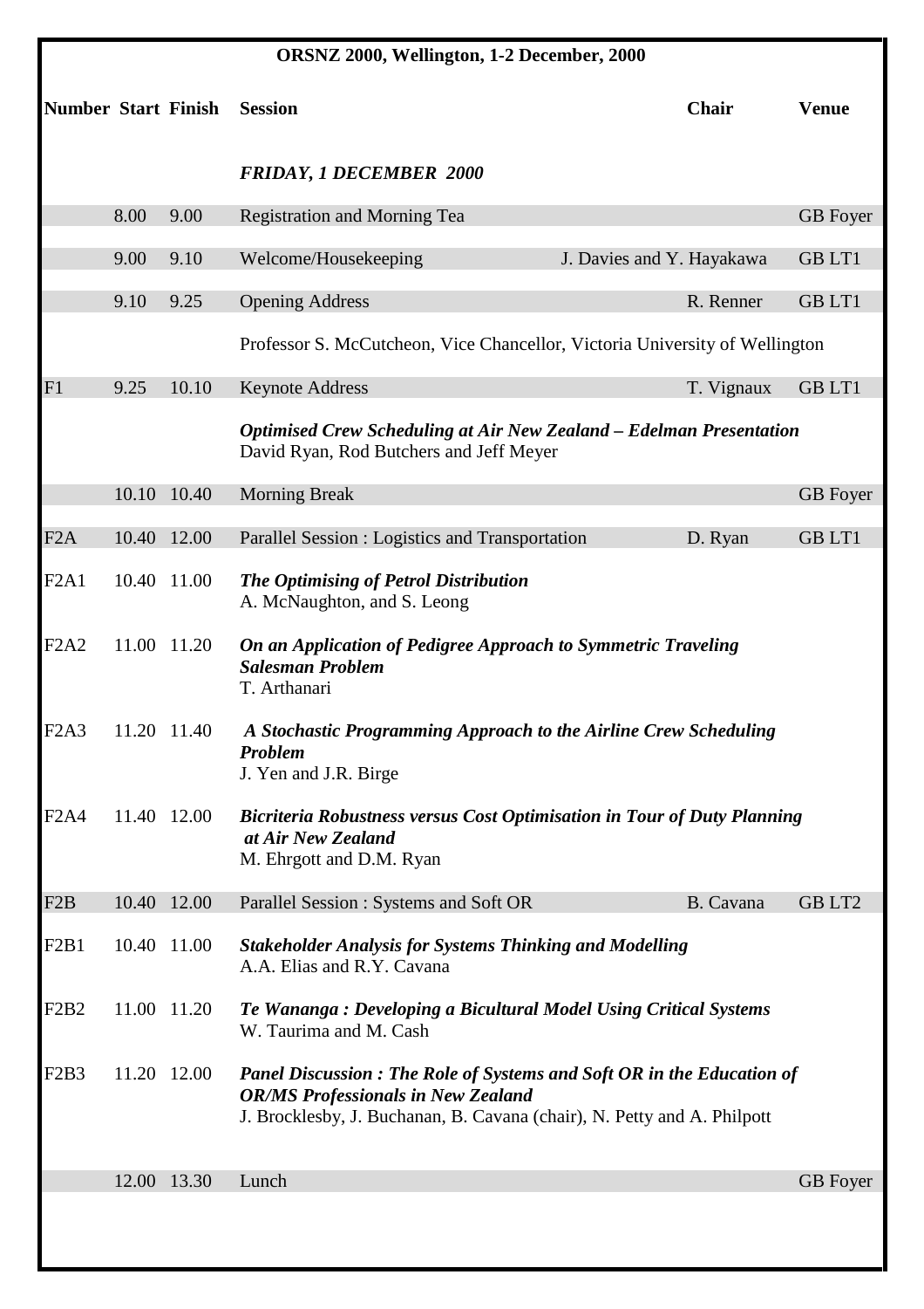**ORSNZ 2000, Wellington, 1-2 December, 2000**

| Number | Start | Finish | Session | Chair | Venue |
|---|---|---|---|---|---|
| | | | ***FRIDAY, 1 DECEMBER 2000*** | | |
| | 8.00 | 9.00 | Registration and Morning Tea | | GB Foyer |
| | 9.00 | 9.10 | Welcome/Housekeeping | J. Davies and Y. Hayakawa | GB LT1 |
| | 9.10 | 9.25 | Opening Address | R. Renner | GB LT1 |
| | | | Professor S. McCutcheon, Vice Chancellor, Victoria University of Wellington | | |
| F1 | 9.25 | 10.10 | Keynote Address | T. Vignaux | GB LT1 |
| | | | ***Optimised Crew Scheduling at Air New Zealand – Edelman Presentation*** David Ryan, Rod Butchers and Jeff Meyer | | |
| | 10.10 | 10.40 | Morning Break | | GB Foyer |
| F2A | 10.40 | 12.00 | Parallel Session : Logistics and Transportation | D. Ryan | GB LT1 |
| F2A1 | 10.40 | 11.00 | ***The Optimising of Petrol Distribution*** A. McNaughton, and S. Leong | | |
| F2A2 | 11.00 | 11.20 | ***On an Application of Pedigree Approach to Symmetric Traveling Salesman Problem*** T. Arthanari | | |
| F2A3 | 11.20 | 11.40 | ***A Stochastic Programming Approach to the Airline Crew Scheduling Problem*** J. Yen and J.R. Birge | | |
| F2A4 | 11.40 | 12.00 | ***Bicriteria Robustness versus Cost Optimisation in Tour of Duty Planning at Air New Zealand*** M. Ehrgott and D.M. Ryan | | |
| F2B | 10.40 | 12.00 | Parallel Session : Systems and Soft OR | B. Cavana | GB LT2 |
| F2B1 | 10.40 | 11.00 | ***Stakeholder Analysis for Systems Thinking and Modelling*** A.A. Elias and R.Y. Cavana | | |
| F2B2 | 11.00 | 11.20 | ***Te Wananga : Developing a Bicultural Model Using Critical Systems*** W. Taurima and M. Cash | | |
| F2B3 | 11.20 | 12.00 | ***Panel Discussion : The Role of Systems and Soft OR in the Education of OR/MS Professionals in New Zealand*** J. Brocklesby, J. Buchanan, B. Cavana (chair), N. Petty and A. Philpott | | |
| | 12.00 | 13.30 | Lunch | | GB Foyer |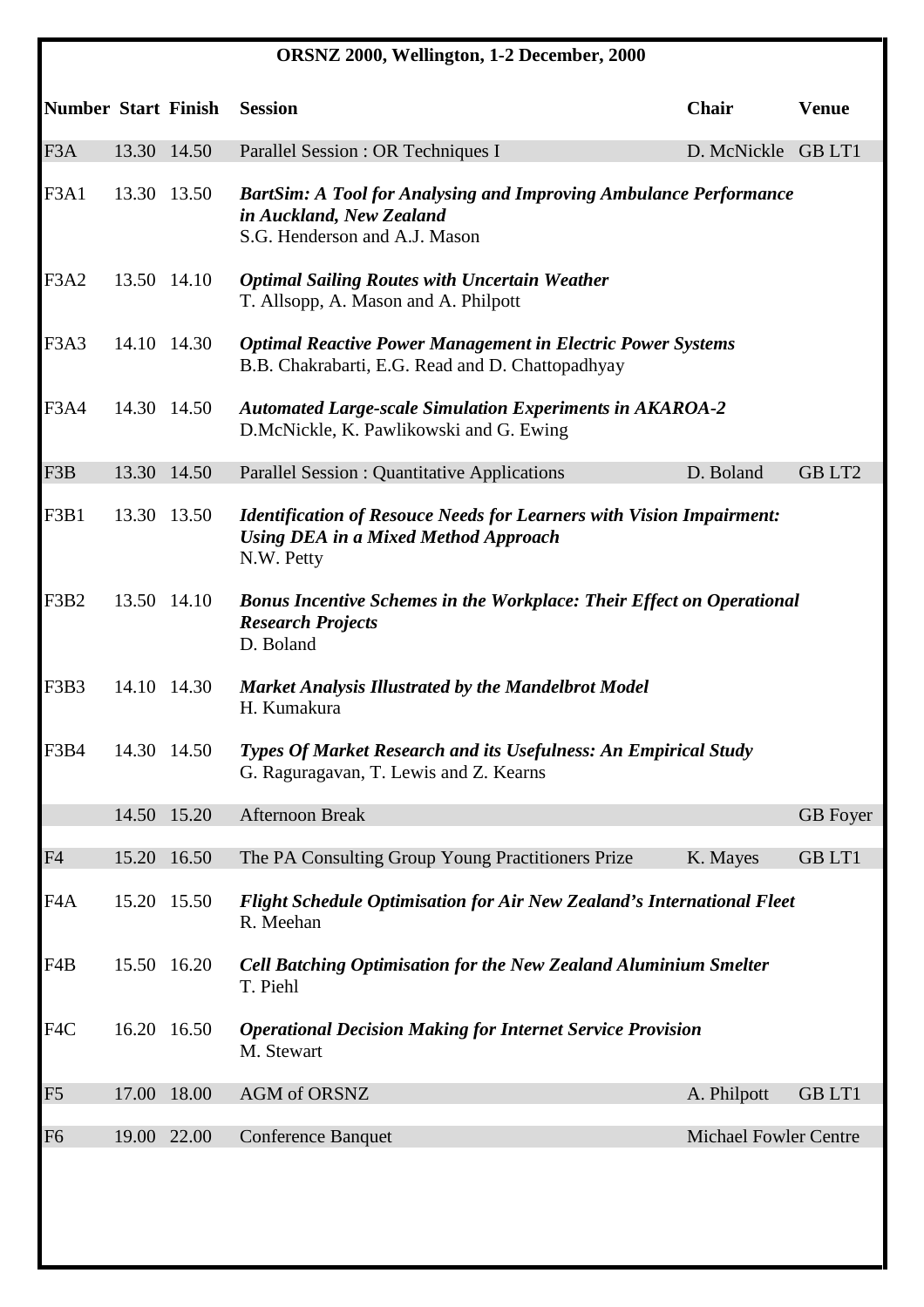**ORSNZ 2000, Wellington, 1-2 December, 2000**

| Number | Start | Finish | Session | Chair | Venue |
|---|---|---|---|---|---|
| F3A | 13.30 | 14.50 | Parallel Session : OR Techniques I | D. McNickle | GB LT1 |
| F3A1 | 13.30 | 13.50 | ***BartSim: A Tool for Analysing and Improving Ambulance Performance in Auckland, New Zealand*** S.G. Henderson and A.J. Mason | | |
| F3A2 | 13.50 | 14.10 | ***Optimal Sailing Routes with Uncertain Weather*** T. Allsopp, A. Mason and A. Philpott | | |
| F3A3 | 14.10 | 14.30 | ***Optimal Reactive Power Management in Electric Power Systems*** B.B. Chakrabarti, E.G. Read and D. Chattopadhyay | | |
| F3A4 | 14.30 | 14.50 | ***Automated Large-scale Simulation Experiments in AKAROA-2*** D.McNickle, K. Pawlikowski and G. Ewing | | |
| F3B | 13.30 | 14.50 | Parallel Session : Quantitative Applications | D. Boland | GB LT2 |
| F3B1 | 13.30 | 13.50 | ***Identification of Resouce Needs for Learners with Vision Impairment: Using DEA in a Mixed Method Approach*** N.W. Petty | | |
| F3B2 | 13.50 | 14.10 | ***Bonus Incentive Schemes in the Workplace: Their Effect on Operational Research Projects*** D. Boland | | |
| F3B3 | 14.10 | 14.30 | ***Market Analysis Illustrated by the Mandelbrot Model*** H. Kumakura | | |
| F3B4 | 14.30 | 14.50 | ***Types Of Market Research and its Usefulness: An Empirical Study*** G. Raguragavan, T. Lewis and Z. Kearns | | |
| | 14.50 | 15.20 | Afternoon Break | | GB Foyer |
| F4 | 15.20 | 16.50 | The PA Consulting Group Young Practitioners Prize | K. Mayes | GB LT1 |
| F4A | 15.20 | 15.50 | ***Flight Schedule Optimisation for Air New Zealand's International Fleet*** R. Meehan | | |
| F4B | 15.50 | 16.20 | ***Cell Batching Optimisation for the New Zealand Aluminium Smelter*** T. Piehl | | |
| F4C | 16.20 | 16.50 | ***Operational Decision Making for Internet Service Provision*** M. Stewart | | |
| F5 | 17.00 | 18.00 | AGM of ORSNZ | A. Philpott | GB LT1 |
| F6 | 19.00 | 22.00 | Conference Banquet | Michael Fowler Centre | |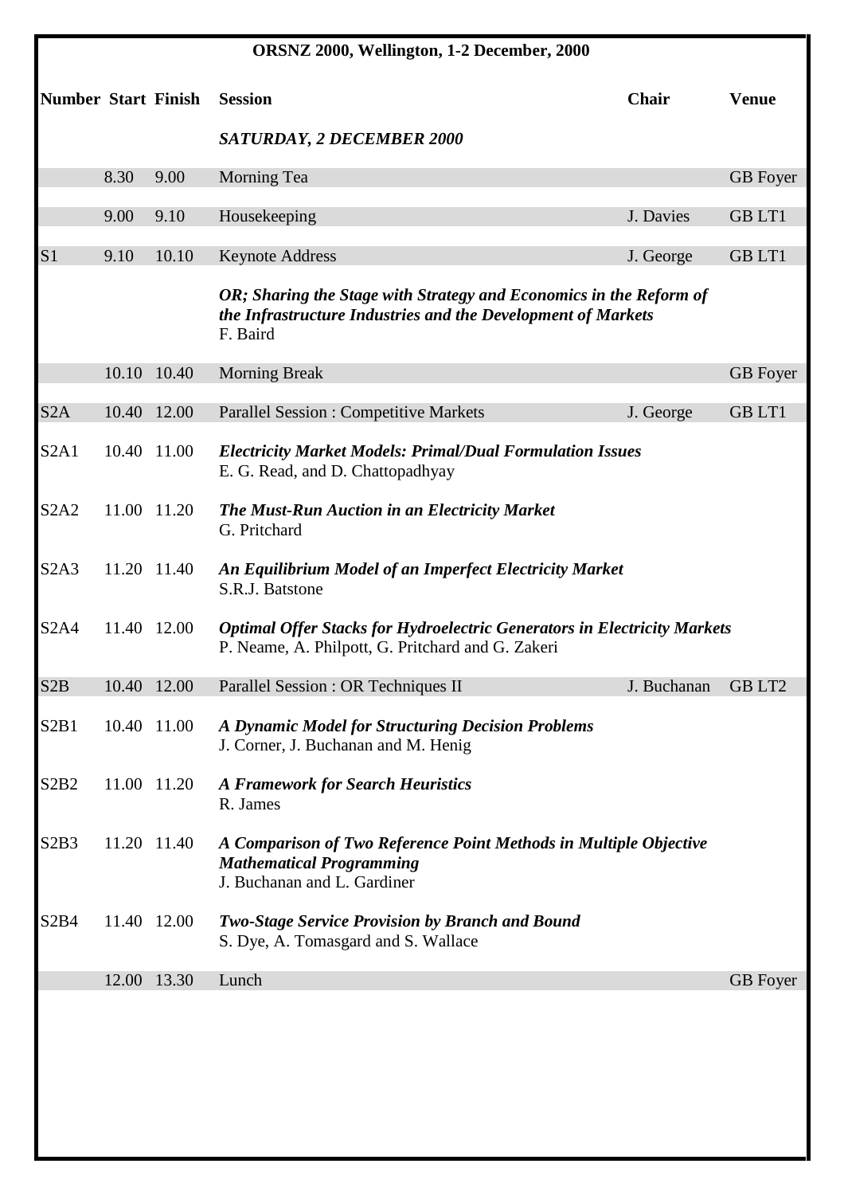**ORSNZ 2000, Wellington, 1-2 December, 2000**

| Number | Start | Finish | Session | Chair | Venue |
|---|---|---|---|---|---|
| | | | ***SATURDAY, 2 DECEMBER 2000*** | | |
| | 8.30 | 9.00 | Morning Tea | | GB Foyer |
| | 9.00 | 9.10 | Housekeeping | J. Davies | GB LT1 |
| S1 | 9.10 | 10.10 | Keynote Address | J. George | GB LT1 |
| | | | ***OR; Sharing the Stage with Strategy and Economics in the Reform of the Infrastructure Industries and the Development of Markets*** F. Baird | | |
| | 10.10 | 10.40 | Morning Break | | GB Foyer |
| S2A | 10.40 | 12.00 | Parallel Session : Competitive Markets | J. George | GB LT1 |
| S2A1 | 10.40 | 11.00 | ***Electricity Market Models: Primal/Dual Formulation Issues*** E. G. Read, and D. Chattopadhyay | | |
| S2A2 | 11.00 | 11.20 | ***The Must-Run Auction in an Electricity Market*** G. Pritchard | | |
| S2A3 | 11.20 | 11.40 | ***An Equilibrium Model of an Imperfect Electricity Market*** S.R.J. Batstone | | |
| S2A4 | 11.40 | 12.00 | ***Optimal Offer Stacks for Hydroelectric Generators in Electricity Markets*** P. Neame, A. Philpott, G. Pritchard and G. Zakeri | | |
| S2B | 10.40 | 12.00 | Parallel Session : OR Techniques II | J. Buchanan | GB LT2 |
| S2B1 | 10.40 | 11.00 | ***A Dynamic Model for Structuring Decision Problems*** J. Corner, J. Buchanan and M. Henig | | |
| S2B2 | 11.00 | 11.20 | ***A Framework for Search Heuristics*** R. James | | |
| S2B3 | 11.20 | 11.40 | ***A Comparison of Two Reference Point Methods in Multiple Objective Mathematical Programming*** J. Buchanan and L. Gardiner | | |
| S2B4 | 11.40 | 12.00 | ***Two-Stage Service Provision by Branch and Bound*** S. Dye, A. Tomasgard and S. Wallace | | |
| | 12.00 | 13.30 | Lunch | | GB Foyer |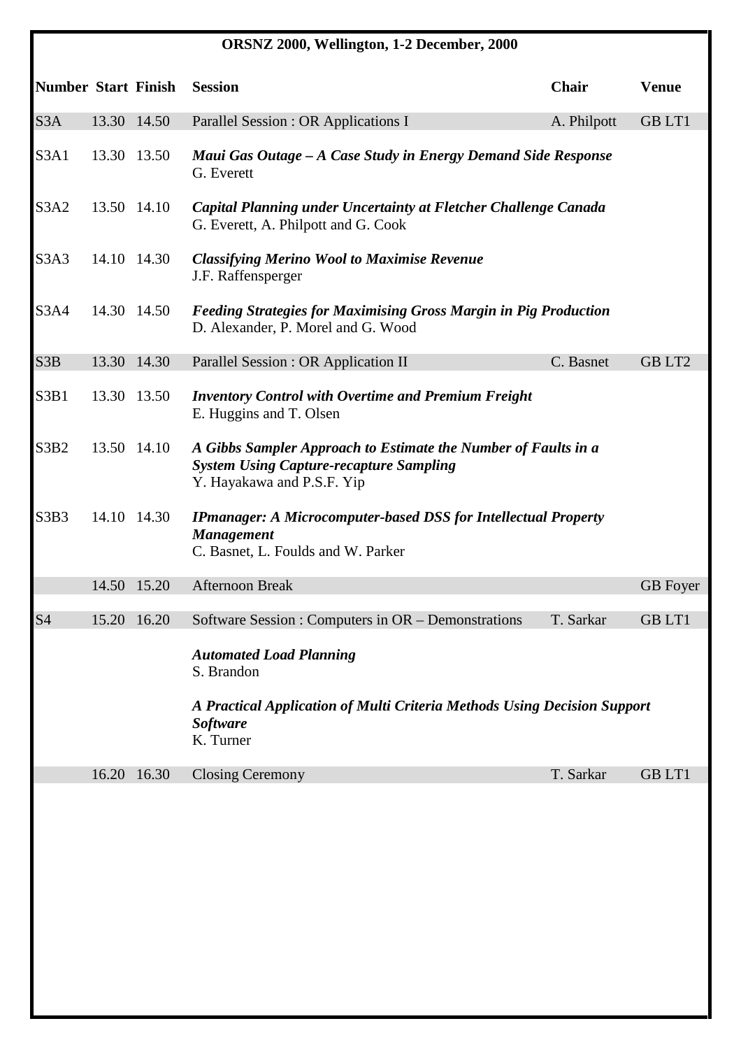**ORSNZ 2000, Wellington, 1-2 December, 2000**

| Number | Start | Finish | Session | Chair | Venue |
|---|---|---|---|---|---|
| S3A | 13.30 | 14.50 | Parallel Session : OR Applications I | A. Philpott | GB LT1 |
| S3A1 | 13.30 | 13.50 | ***Maui Gas Outage – A Case Study in Energy Demand Side Response***<br>G. Everett | | |
| S3A2 | 13.50 | 14.10 | ***Capital Planning under Uncertainty at Fletcher Challenge Canada***<br>G. Everett, A. Philpott and G. Cook | | |
| S3A3 | 14.10 | 14.30 | ***Classifying Merino Wool to Maximise Revenue***<br>J.F. Raffensperger | | |
| S3A4 | 14.30 | 14.50 | ***Feeding Strategies for Maximising Gross Margin in Pig Production***<br>D. Alexander, P. Morel and G. Wood | | |
| S3B | 13.30 | 14.30 | Parallel Session : OR Application II | C. Basnet | GB LT2 |
| S3B1 | 13.30 | 13.50 | ***Inventory Control with Overtime and Premium Freight***<br>E. Huggins and T. Olsen | | |
| S3B2 | 13.50 | 14.10 | ***A Gibbs Sampler Approach to Estimate the Number of Faults in a System Using Capture-recapture Sampling***<br>Y. Hayakawa and P.S.F. Yip | | |
| S3B3 | 14.10 | 14.30 | ***IPmanager: A Microcomputer-based DSS for Intellectual Property Management***<br>C. Basnet, L. Foulds and W. Parker | | |
| | 14.50 | 15.20 | Afternoon Break | | GB Foyer |
| S4 | 15.20 | 16.20 | Software Session : Computers in OR – Demonstrations | T. Sarkar | GB LT1 |
| | | | ***Automated Load Planning***<br>S. Brandon | | |
| | | | ***A Practical Application of Multi Criteria Methods Using Decision Support Software***<br>K. Turner | | |
| | 16.20 | 16.30 | Closing Ceremony | T. Sarkar | GB LT1 |